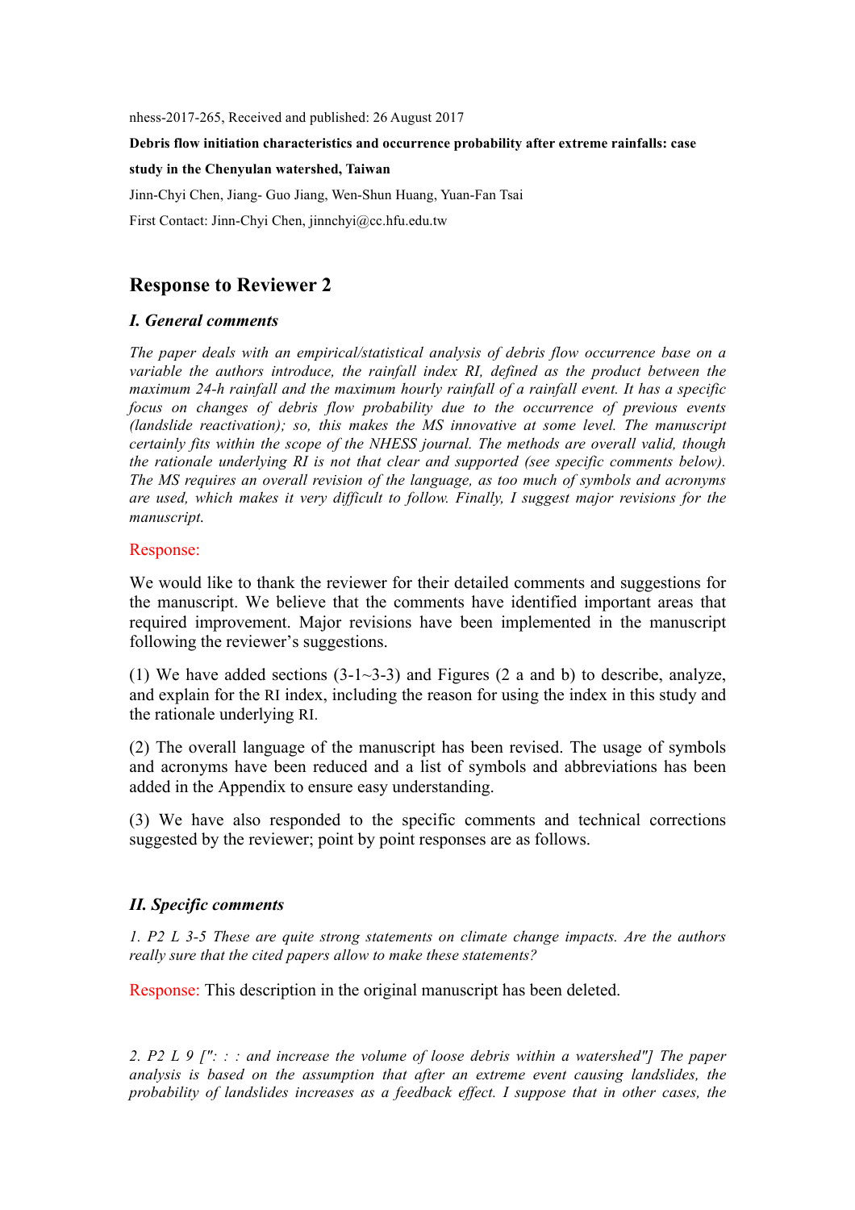nhess-2017-265, Received and published: 26 August 2017

**Debris flow initiation characteristics and occurrence probability after extreme rainfalls: case study in the Chenyulan watershed, Taiwan**

Jinn-Chyi Chen, Jiang- Guo Jiang, Wen-Shun Huang, Yuan-Fan Tsai

First Contact: Jinn-Chyi Chen, jinnchyi@cc.hfu.edu.tw

## Response to Reviewer 2

### *I. General comments*

*The paper deals with an empirical/statistical analysis of debris flow occurrence base on a variable the authors introduce, the rainfall index RI, defined as the product between the maximum 24-h rainfall and the maximum hourly rainfall of a rainfall event. It has a specific focus on changes of debris flow probability due to the occurrence of previous events (landslide reactivation); so, this makes the MS innovative at some level. The manuscript certainly fits within the scope of the NHESS journal. The methods are overall valid, though the rationale underlying RI is not that clear and supported (see specific comments below). The MS requires an overall revision of the language, as too much of symbols and acronyms are used, which makes it very difficult to follow. Finally, I suggest major revisions for the manuscript.*

Response:

We would like to thank the reviewer for their detailed comments and suggestions for the manuscript. We believe that the comments have identified important areas that required improvement. Major revisions have been implemented in the manuscript following the reviewer's suggestions.

(1) We have added sections (3-1~3-3) and Figures (2 a and b) to describe, analyze, and explain for the RI index, including the reason for using the index in this study and the rationale underlying RI.

(2) The overall language of the manuscript has been revised. The usage of symbols and acronyms have been reduced and a list of symbols and abbreviations has been added in the Appendix to ensure easy understanding.

(3) We have also responded to the specific comments and technical corrections suggested by the reviewer; point by point responses are as follows.

### *II. Specific comments*

*1. P2 L 3-5 These are quite strong statements on climate change impacts. Are the authors really sure that the cited papers allow to make these statements?*

Response: This description in the original manuscript has been deleted.

*2. P2 L 9 [": : : and increase the volume of loose debris within a watershed"] The paper analysis is based on the assumption that after an extreme event causing landslides, the probability of landslides increases as a feedback effect. I suppose that in other cases, the*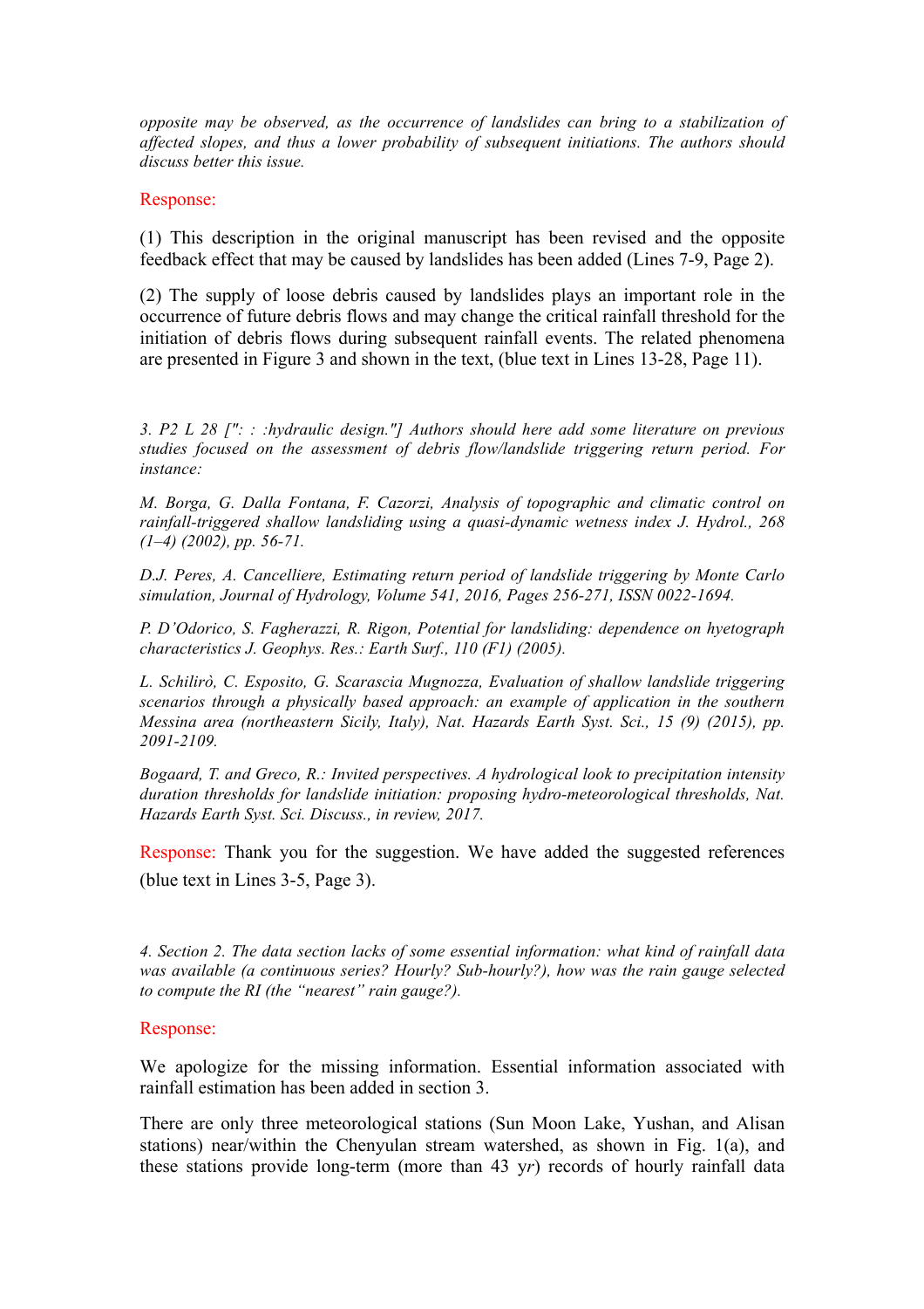*opposite may be observed, as the occurrence of landslides can bring to a stabilization of affected slopes, and thus a lower probability of subsequent initiations. The authors should discuss better this issue.*

Response:

(1) This description in the original manuscript has been revised and the opposite feedback effect that may be caused by landslides has been added (Lines 7-9, Page 2).

(2) The supply of loose debris caused by landslides plays an important role in the occurrence of future debris flows and may change the critical rainfall threshold for the initiation of debris flows during subsequent rainfall events. The related phenomena are presented in Figure 3 and shown in the text, (blue text in Lines 13-28, Page 11).

*3. P2 L 28 [": : :hydraulic design."] Authors should here add some literature on previous studies focused on the assessment of debris flow/landslide triggering return period. For instance:*

*M. Borga, G. Dalla Fontana, F. Cazorzi, Analysis of topographic and climatic control on rainfall-triggered shallow landsliding using a quasi-dynamic wetness index J. Hydrol., 268 (1–4) (2002), pp. 56-71.*

*D.J. Peres, A. Cancelliere, Estimating return period of landslide triggering by Monte Carlo simulation, Journal of Hydrology, Volume 541, 2016, Pages 256-271, ISSN 0022-1694.*

*P. D'Odorico, S. Fagherazzi, R. Rigon, Potential for landsliding: dependence on hyetograph characteristics J. Geophys. Res.: Earth Surf., 110 (F1) (2005).*

*L. Schilirò, C. Esposito, G. Scarascia Mugnozza, Evaluation of shallow landslide triggering scenarios through a physically based approach: an example of application in the southern Messina area (northeastern Sicily, Italy), Nat. Hazards Earth Syst. Sci., 15 (9) (2015), pp. 2091-2109.*

*Bogaard, T. and Greco, R.: Invited perspectives. A hydrological look to precipitation intensity duration thresholds for landslide initiation: proposing hydro-meteorological thresholds, Nat. Hazards Earth Syst. Sci. Discuss., in review, 2017.*

Response: Thank you for the suggestion. We have added the suggested references (blue text in Lines 3-5, Page 3).

*4. Section 2. The data section lacks of some essential information: what kind of rainfall data was available (a continuous series? Hourly? Sub-hourly?), how was the rain gauge selected to compute the RI (the "nearest" rain gauge?).*

Response:

We apologize for the missing information. Essential information associated with rainfall estimation has been added in section 3.

There are only three meteorological stations (Sun Moon Lake, Yushan, and Alisan stations) near/within the Chenyulan stream watershed, as shown in Fig. 1(a), and these stations provide long-term (more than 43 y*r*) records of hourly rainfall data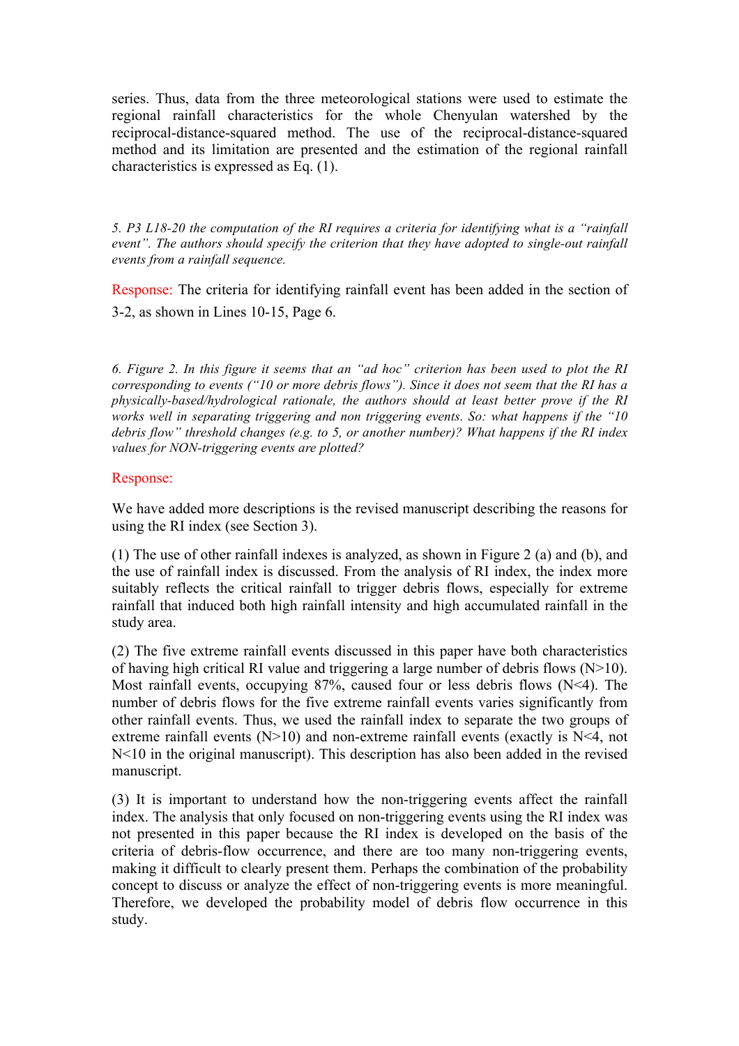series. Thus, data from the three meteorological stations were used to estimate the regional rainfall characteristics for the whole Chenyulan watershed by the reciprocal-distance-squared method. The use of the reciprocal-distance-squared method and its limitation are presented and the estimation of the regional rainfall characteristics is expressed as Eq. (1).

*5. P3 L18-20 the computation of the RI requires a criteria for identifying what is a "rainfall event". The authors should specify the criterion that they have adopted to single-out rainfall events from a rainfall sequence.*

Response: The criteria for identifying rainfall event has been added in the section of 3-2, as shown in Lines 10-15, Page 6.

*6. Figure 2. In this figure it seems that an "ad hoc" criterion has been used to plot the RI corresponding to events ("10 or more debris flows"). Since it does not seem that the RI has a physically-based/hydrological rationale, the authors should at least better prove if the RI works well in separating triggering and non triggering events. So: what happens if the "10 debris flow" threshold changes (e.g. to 5, or another number)? What happens if the RI index values for NON-triggering events are plotted?*

Response:

We have added more descriptions is the revised manuscript describing the reasons for using the RI index (see Section 3).

(1) The use of other rainfall indexes is analyzed, as shown in Figure 2 (a) and (b), and the use of rainfall index is discussed. From the analysis of RI index, the index more suitably reflects the critical rainfall to trigger debris flows, especially for extreme rainfall that induced both high rainfall intensity and high accumulated rainfall in the study area.

(2) The five extreme rainfall events discussed in this paper have both characteristics of having high critical RI value and triggering a large number of debris flows (N>10). Most rainfall events, occupying 87%, caused four or less debris flows (N<4). The number of debris flows for the five extreme rainfall events varies significantly from other rainfall events. Thus, we used the rainfall index to separate the two groups of extreme rainfall events (N>10) and non-extreme rainfall events (exactly is N<4, not N<10 in the original manuscript). This description has also been added in the revised manuscript.

(3) It is important to understand how the non-triggering events affect the rainfall index. The analysis that only focused on non-triggering events using the RI index was not presented in this paper because the RI index is developed on the basis of the criteria of debris-flow occurrence, and there are too many non-triggering events, making it difficult to clearly present them. Perhaps the combination of the probability concept to discuss or analyze the effect of non-triggering events is more meaningful. Therefore, we developed the probability model of debris flow occurrence in this study.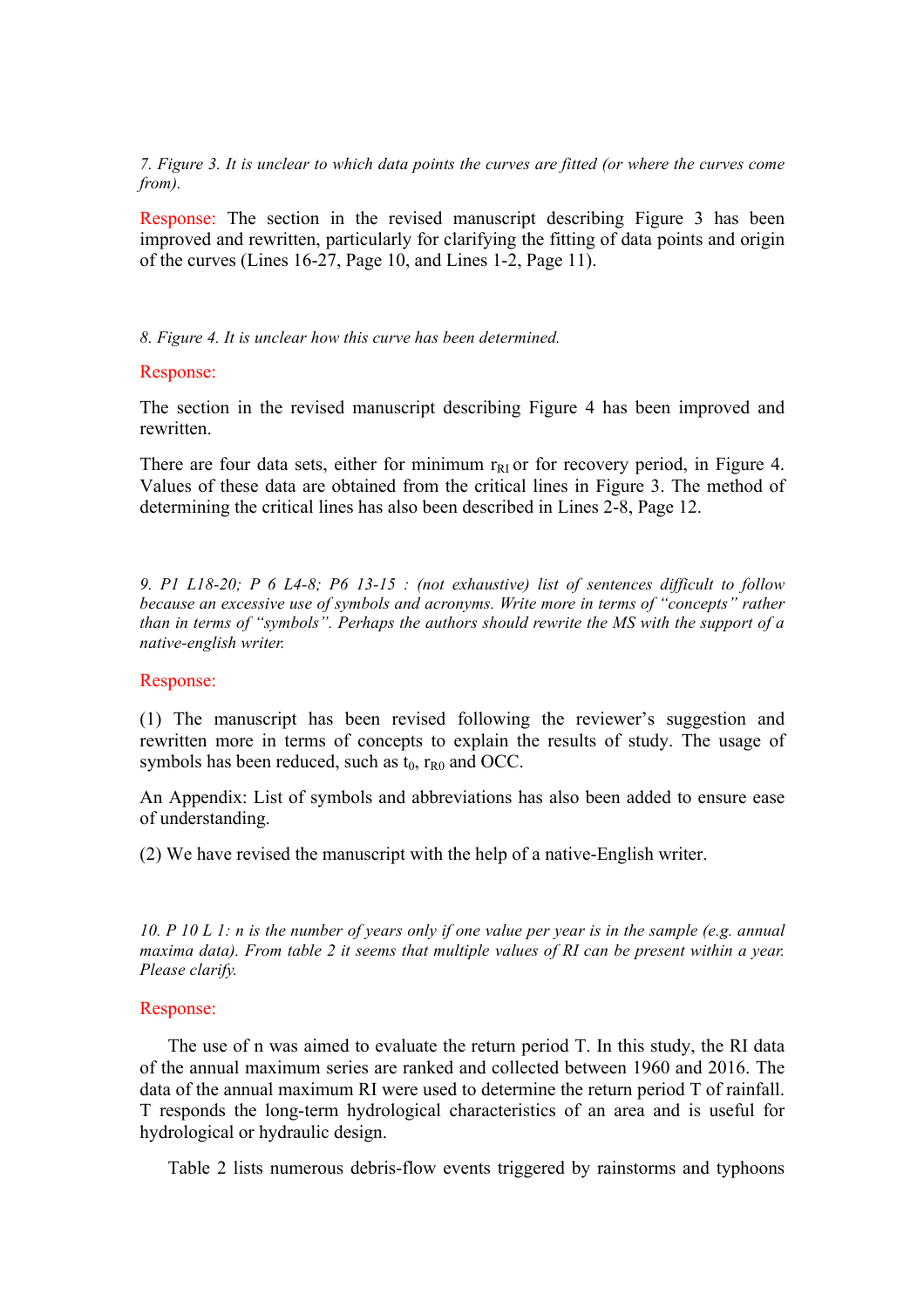*7. Figure 3. It is unclear to which data points the curves are fitted (or where the curves come from).*

Response: The section in the revised manuscript describing Figure 3 has been improved and rewritten, particularly for clarifying the fitting of data points and origin of the curves (Lines 16-27, Page 10, and Lines 1-2, Page 11).

*8. Figure 4. It is unclear how this curve has been determined.*

Response:

The section in the revised manuscript describing Figure 4 has been improved and rewritten.

There are four data sets, either for minimum $r_{RI}$ or for recovery period, in Figure 4. Values of these data are obtained from the critical lines in Figure 3. The method of determining the critical lines has also been described in Lines 2-8, Page 12.

*9. P1 L18-20; P 6 L4-8; P6 13-15 : (not exhaustive) list of sentences difficult to follow because an excessive use of symbols and acronyms. Write more in terms of "concepts" rather than in terms of "symbols". Perhaps the authors should rewrite the MS with the support of a native-english writer.*

Response:

(1) The manuscript has been revised following the reviewer's suggestion and rewritten more in terms of concepts to explain the results of study. The usage of symbols has been reduced, such as $t_0$, $r_{R0}$ and OCC.

An Appendix: List of symbols and abbreviations has also been added to ensure ease of understanding.

(2) We have revised the manuscript with the help of a native-English writer.

*10. P 10 L 1: n is the number of years only if one value per year is in the sample (e.g. annual maxima data). From table 2 it seems that multiple values of RI can be present within a year. Please clarify.*

Response:

The use of n was aimed to evaluate the return period T. In this study, the RI data of the annual maximum series are ranked and collected between 1960 and 2016. The data of the annual maximum RI were used to determine the return period T of rainfall. T responds the long-term hydrological characteristics of an area and is useful for hydrological or hydraulic design.

Table 2 lists numerous debris-flow events triggered by rainstorms and typhoons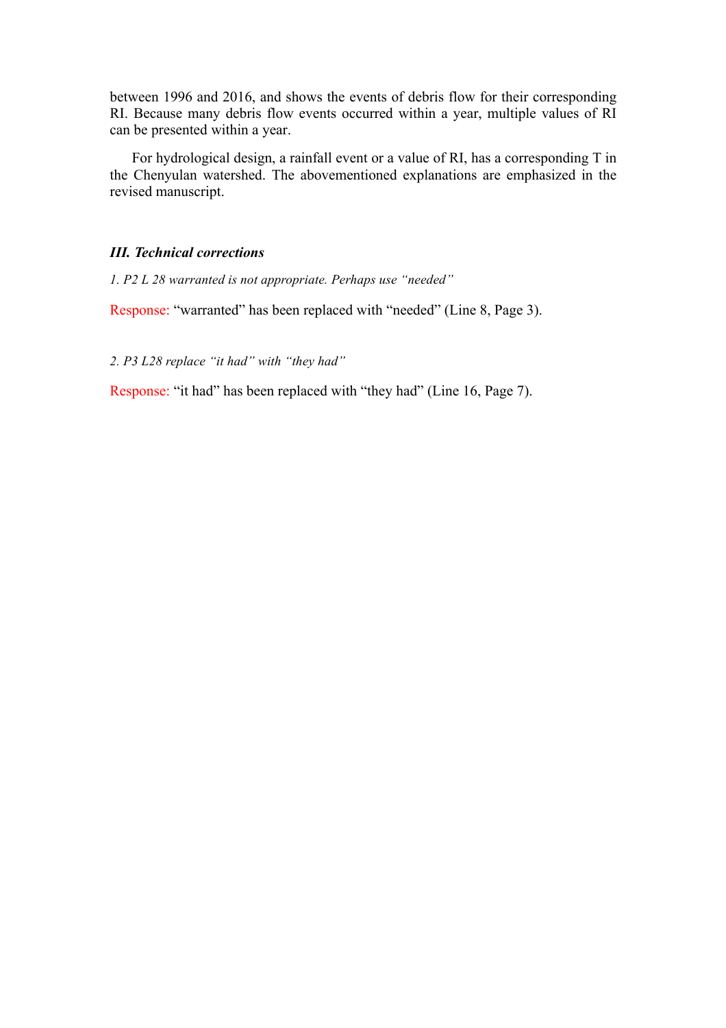between 1996 and 2016, and shows the events of debris flow for their corresponding RI. Because many debris flow events occurred within a year, multiple values of RI can be presented within a year.

For hydrological design, a rainfall event or a value of RI, has a corresponding T in the Chenyulan watershed. The abovementioned explanations are emphasized in the revised manuscript.

### *III. Technical corrections*

*1. P2 L 28 warranted is not appropriate. Perhaps use "needed"*

Response: "warranted" has been replaced with "needed" (Line 8, Page 3).

*2. P3 L28 replace "it had" with "they had"*

Response: "it had" has been replaced with "they had" (Line 16, Page 7).